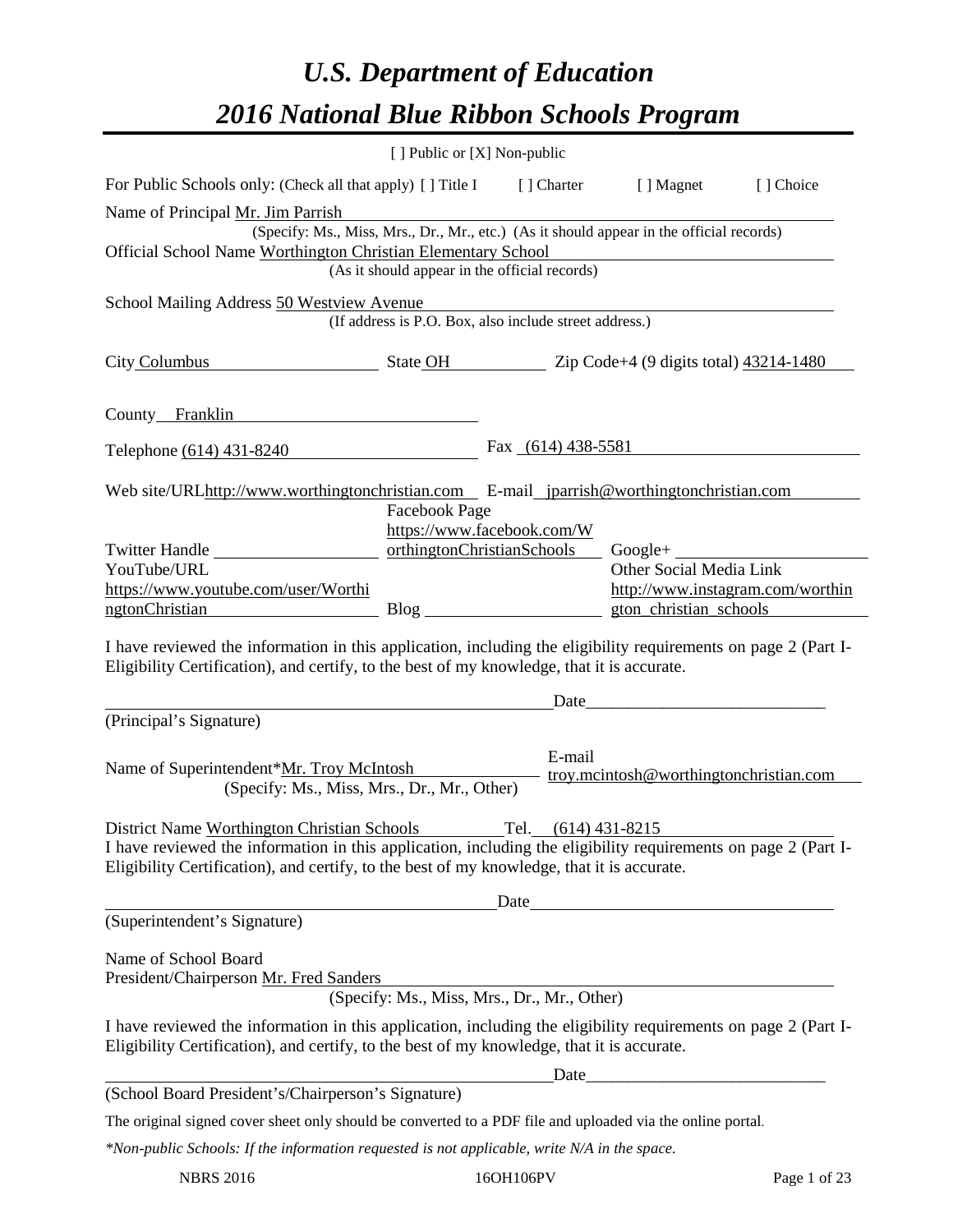# *U.S. Department of Education*

# *2016 National Blue Ribbon Schools Program*

[ ] Public or [X] Non-public

For Public Schools only: (Check all that apply) [ ] Title I [ ] Charter [ ] Magnet [ ] Choice

Name of Principal Mr. Jim Parrish
(Specify: Ms., Miss, Mrs., Dr., Mr., etc.) (As it should appear in the official records)

Official School Name Worthington Christian Elementary School
(As it should appear in the official records)

School Mailing Address 50 Westview Avenue
(If address is P.O. Box, also include street address.)

City Columbus State OH Zip Code+4 (9 digits total) 43214-1480

County Franklin

Telephone (614) 431-8240 Fax (614) 438-5581

Web site/URL http://www.worthingtonchristian.com E-mail jparrish@worthingtonchristian.com

Twitter Handle

Facebook Page https://www.facebook.com/WorthingtonChristianSchools

Google+

YouTube/URL https://www.youtube.com/user/WorthingtonChristian

Blog

Other Social Media Link http://www.instagram.com/worthington_christian_schools

I have reviewed the information in this application, including the eligibility requirements on page 2 (Part I-Eligibility Certification), and certify, to the best of my knowledge, that it is accurate.

Date____________________________

(Principal's Signature)

Name of Superintendent* Mr. Troy McIntosh
(Specify: Ms., Miss, Mrs., Dr., Mr., Other)

E-mail troy.mcintosh@worthingtonchristian.com

District Name Worthington Christian Schools Tel. (614) 431-8215

I have reviewed the information in this application, including the eligibility requirements on page 2 (Part I-Eligibility Certification), and certify, to the best of my knowledge, that it is accurate.

Date____________________________

(Superintendent's Signature)

Name of School Board
President/Chairperson Mr. Fred Sanders
(Specify: Ms., Miss, Mrs., Dr., Mr., Other)

I have reviewed the information in this application, including the eligibility requirements on page 2 (Part I-Eligibility Certification), and certify, to the best of my knowledge, that it is accurate.

Date____________________________

(School Board President's/Chairperson's Signature)

The original signed cover sheet only should be converted to a PDF file and uploaded via the online portal.

*\*Non-public Schools: If the information requested is not applicable, write N/A in the space.*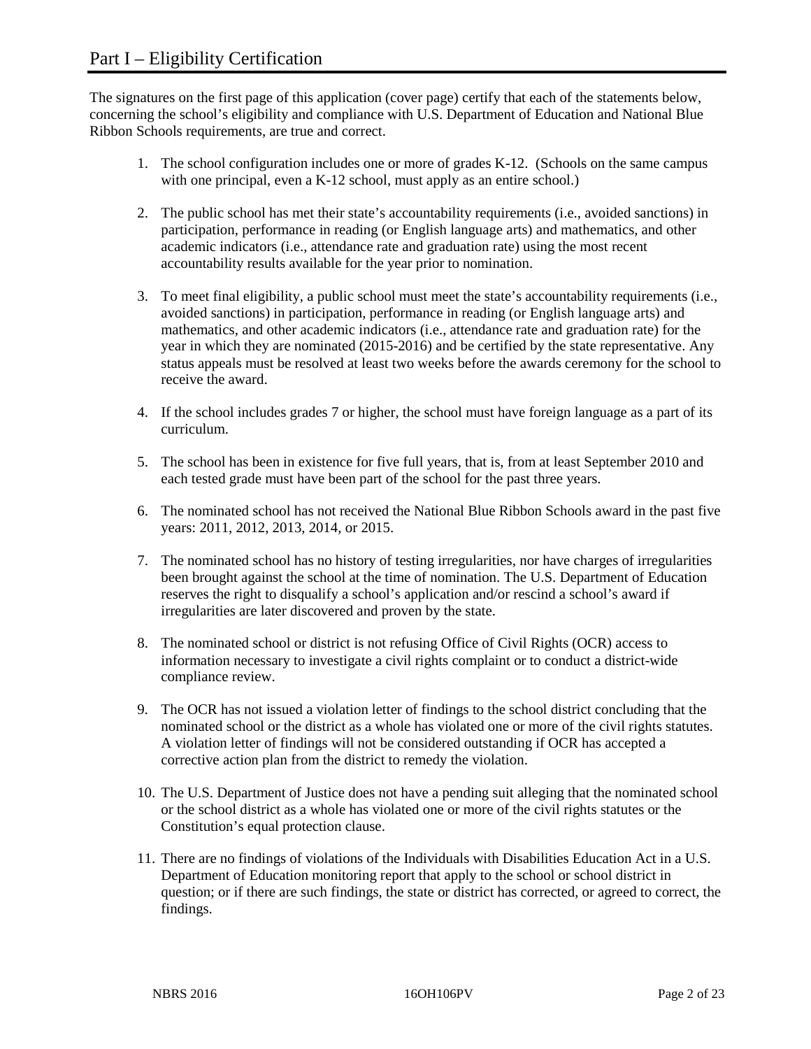# Part I – Eligibility Certification

The signatures on the first page of this application (cover page) certify that each of the statements below, concerning the school's eligibility and compliance with U.S. Department of Education and National Blue Ribbon Schools requirements, are true and correct.

1. The school configuration includes one or more of grades K-12. (Schools on the same campus with one principal, even a K-12 school, must apply as an entire school.)

2. The public school has met their state's accountability requirements (i.e., avoided sanctions) in participation, performance in reading (or English language arts) and mathematics, and other academic indicators (i.e., attendance rate and graduation rate) using the most recent accountability results available for the year prior to nomination.

3. To meet final eligibility, a public school must meet the state's accountability requirements (i.e., avoided sanctions) in participation, performance in reading (or English language arts) and mathematics, and other academic indicators (i.e., attendance rate and graduation rate) for the year in which they are nominated (2015-2016) and be certified by the state representative. Any status appeals must be resolved at least two weeks before the awards ceremony for the school to receive the award.

4. If the school includes grades 7 or higher, the school must have foreign language as a part of its curriculum.

5. The school has been in existence for five full years, that is, from at least September 2010 and each tested grade must have been part of the school for the past three years.

6. The nominated school has not received the National Blue Ribbon Schools award in the past five years: 2011, 2012, 2013, 2014, or 2015.

7. The nominated school has no history of testing irregularities, nor have charges of irregularities been brought against the school at the time of nomination. The U.S. Department of Education reserves the right to disqualify a school's application and/or rescind a school's award if irregularities are later discovered and proven by the state.

8. The nominated school or district is not refusing Office of Civil Rights (OCR) access to information necessary to investigate a civil rights complaint or to conduct a district-wide compliance review.

9. The OCR has not issued a violation letter of findings to the school district concluding that the nominated school or the district as a whole has violated one or more of the civil rights statutes. A violation letter of findings will not be considered outstanding if OCR has accepted a corrective action plan from the district to remedy the violation.

10. The U.S. Department of Justice does not have a pending suit alleging that the nominated school or the school district as a whole has violated one or more of the civil rights statutes or the Constitution's equal protection clause.

11. There are no findings of violations of the Individuals with Disabilities Education Act in a U.S. Department of Education monitoring report that apply to the school or school district in question; or if there are such findings, the state or district has corrected, or agreed to correct, the findings.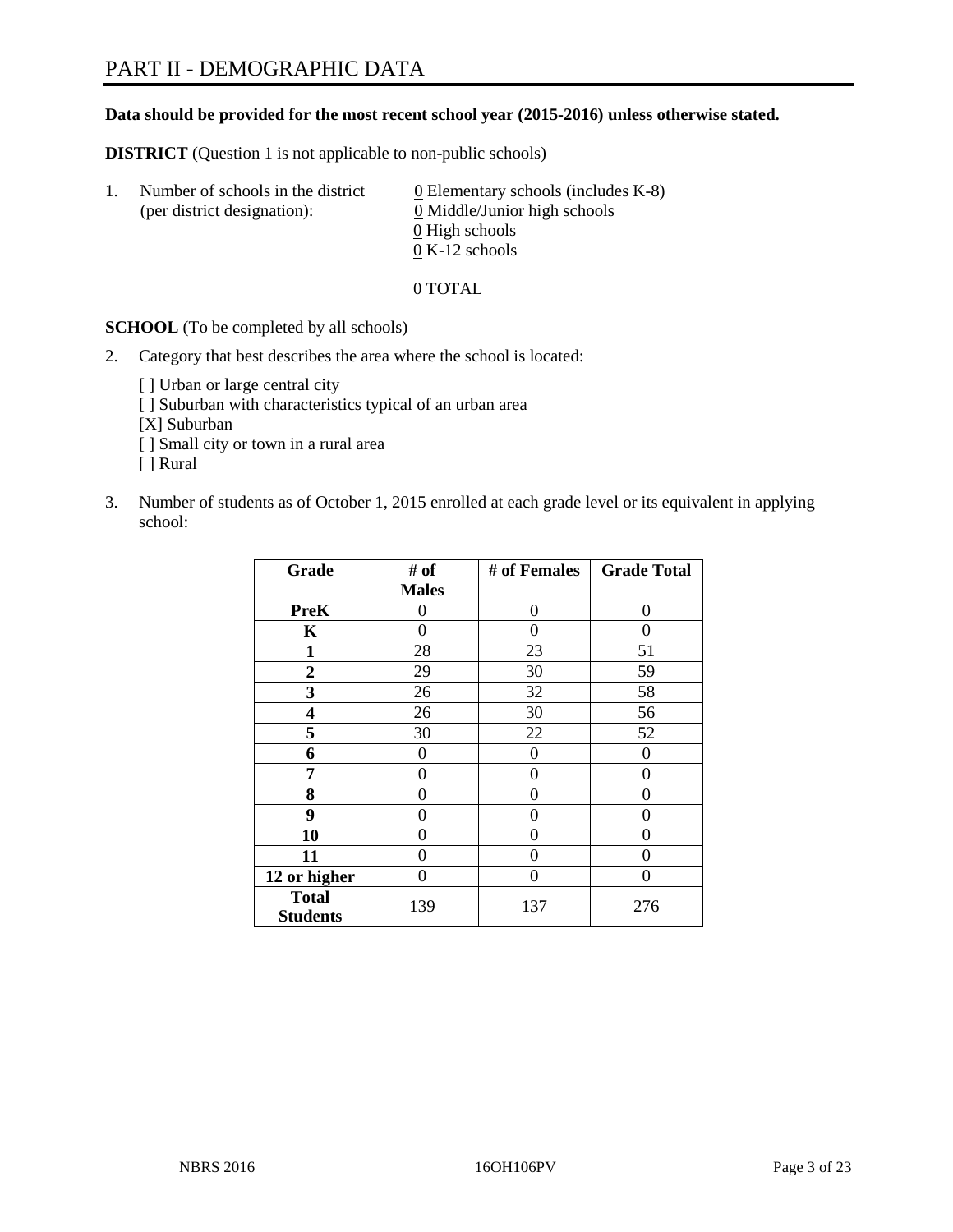# PART II - DEMOGRAPHIC DATA

**Data should be provided for the most recent school year (2015-2016) unless otherwise stated.**

**DISTRICT** (Question 1 is not applicable to non-public schools)

1. Number of schools in the district (per district designation):
   0 Elementary schools (includes K-8)
   0 Middle/Junior high schools
   0 High schools
   0 K-12 schools

   0 TOTAL

**SCHOOL** (To be completed by all schools)

2. Category that best describes the area where the school is located:

   [ ] Urban or large central city
   [ ] Suburban with characteristics typical of an urban area
   [X] Suburban
   [ ] Small city or town in a rural area
   [ ] Rural

3. Number of students as of October 1, 2015 enrolled at each grade level or its equivalent in applying school:

| Grade | # of Males | # of Females | Grade Total |
|---|---|---|---|
| **PreK** | 0 | 0 | 0 |
| **K** | 0 | 0 | 0 |
| **1** | 28 | 23 | 51 |
| **2** | 29 | 30 | 59 |
| **3** | 26 | 32 | 58 |
| **4** | 26 | 30 | 56 |
| **5** | 30 | 22 | 52 |
| **6** | 0 | 0 | 0 |
| **7** | 0 | 0 | 0 |
| **8** | 0 | 0 | 0 |
| **9** | 0 | 0 | 0 |
| **10** | 0 | 0 | 0 |
| **11** | 0 | 0 | 0 |
| **12 or higher** | 0 | 0 | 0 |
| **Total Students** | 139 | 137 | 276 |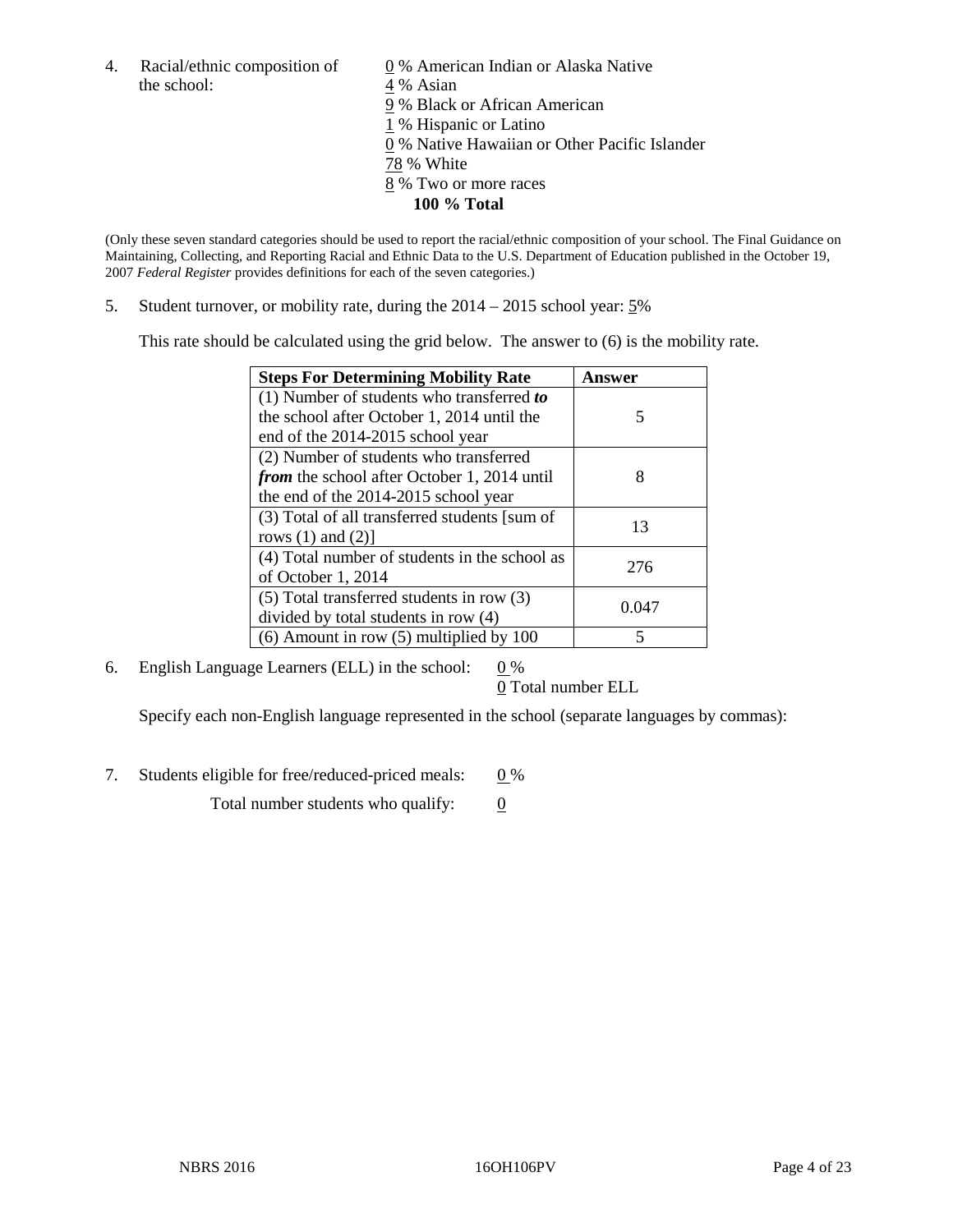4. Racial/ethnic composition of the school:

0 % American Indian or Alaska Native
4 % Asian
9 % Black or African American
1 % Hispanic or Latino
0 % Native Hawaiian or Other Pacific Islander
78 % White
8 % Two or more races
**100 % Total**

(Only these seven standard categories should be used to report the racial/ethnic composition of your school. The Final Guidance on Maintaining, Collecting, and Reporting Racial and Ethnic Data to the U.S. Department of Education published in the October 19, 2007 *Federal Register* provides definitions for each of the seven categories.)

5. Student turnover, or mobility rate, during the 2014 – 2015 school year: 5%

This rate should be calculated using the grid below. The answer to (6) is the mobility rate.

| **Steps For Determining Mobility Rate** | **Answer** |
| --- | --- |
| (1) Number of students who transferred ***to*** the school after October 1, 2014 until the end of the 2014-2015 school year | 5 |
| (2) Number of students who transferred ***from*** the school after October 1, 2014 until the end of the 2014-2015 school year | 8 |
| (3) Total of all transferred students [sum of rows (1) and (2)] | 13 |
| (4) Total number of students in the school as of October 1, 2014 | 276 |
| (5) Total transferred students in row (3) divided by total students in row (4) | 0.047 |
| (6) Amount in row (5) multiplied by 100 | 5 |

6. English Language Learners (ELL) in the school: 0 %
0 Total number ELL

Specify each non-English language represented in the school (separate languages by commas):

7. Students eligible for free/reduced-priced meals: 0 %

Total number students who qualify: 0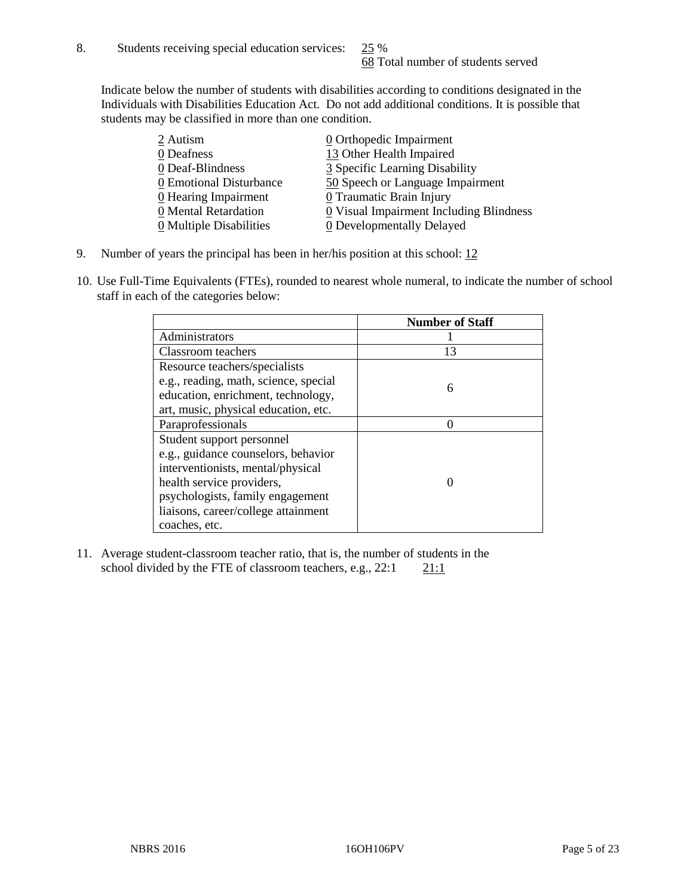8. Students receiving special education services: 25 %
68 Total number of students served

Indicate below the number of students with disabilities according to conditions designated in the Individuals with Disabilities Education Act. Do not add additional conditions. It is possible that students may be classified in more than one condition.

| | |
|---|---|
| 2 Autism | 0 Orthopedic Impairment |
| 0 Deafness | 13 Other Health Impaired |
| 0 Deaf-Blindness | 3 Specific Learning Disability |
| 0 Emotional Disturbance | 50 Speech or Language Impairment |
| 0 Hearing Impairment | 0 Traumatic Brain Injury |
| 0 Mental Retardation | 0 Visual Impairment Including Blindness |
| 0 Multiple Disabilities | 0 Developmentally Delayed |

9. Number of years the principal has been in her/his position at this school: 12

10. Use Full-Time Equivalents (FTEs), rounded to nearest whole numeral, to indicate the number of school staff in each of the categories below:

| | Number of Staff |
|---|---|
| Administrators | 1 |
| Classroom teachers | 13 |
| Resource teachers/specialists e.g., reading, math, science, special education, enrichment, technology, art, music, physical education, etc. | 6 |
| Paraprofessionals | 0 |
| Student support personnel e.g., guidance counselors, behavior interventionists, mental/physical health service providers, psychologists, family engagement liaisons, career/college attainment coaches, etc. | 0 |

11. Average student-classroom teacher ratio, that is, the number of students in the school divided by the FTE of classroom teachers, e.g., 22:1 21:1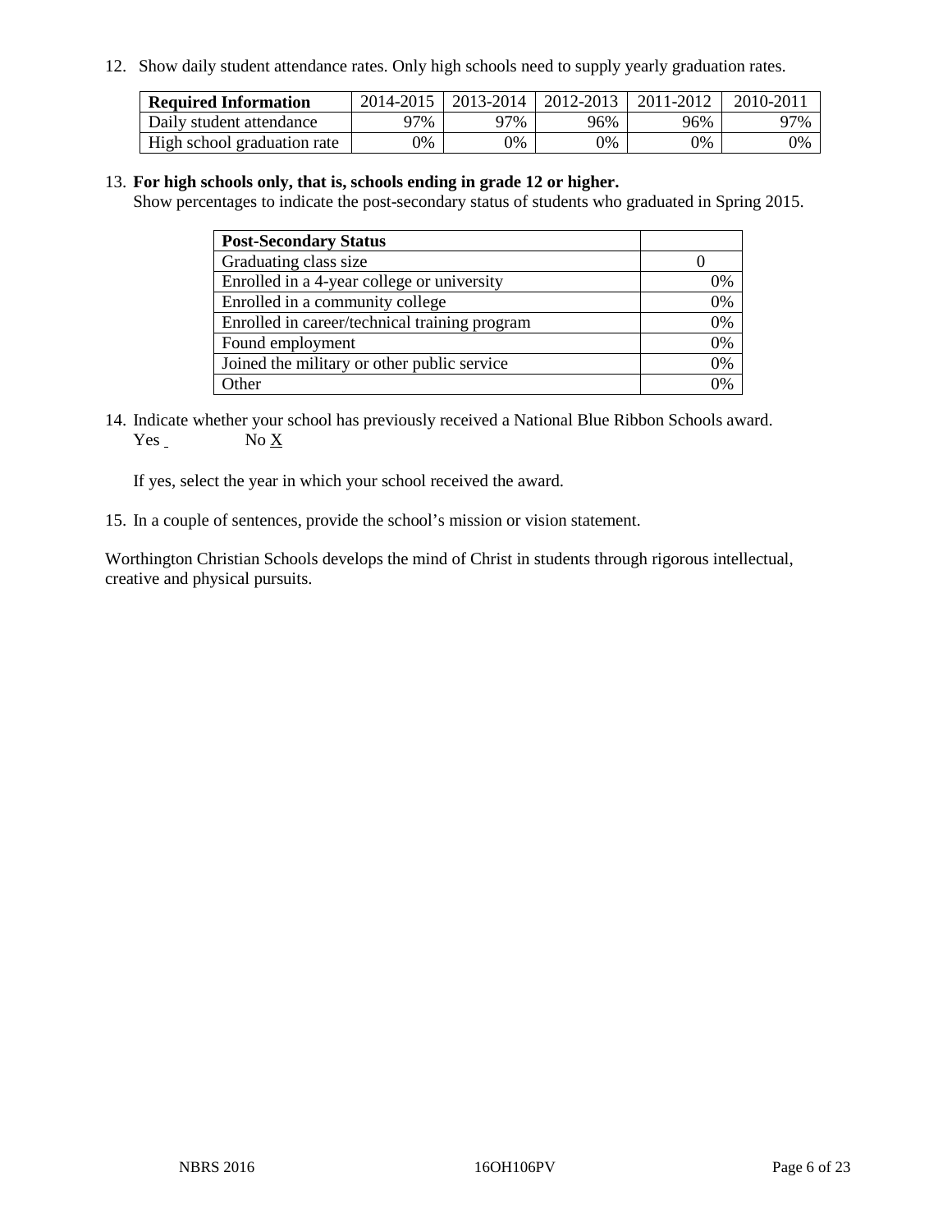12. Show daily student attendance rates. Only high schools need to supply yearly graduation rates.

| Required Information | 2014-2015 | 2013-2014 | 2012-2013 | 2011-2012 | 2010-2011 |
|---|---|---|---|---|---|
| Daily student attendance | 97% | 97% | 96% | 96% | 97% |
| High school graduation rate | 0% | 0% | 0% | 0% | 0% |

13. **For high schools only, that is, schools ending in grade 12 or higher.**
Show percentages to indicate the post-secondary status of students who graduated in Spring 2015.

| Post-Secondary Status | |
|---|---|
| Graduating class size | 0 |
| Enrolled in a 4-year college or university | 0% |
| Enrolled in a community college | 0% |
| Enrolled in career/technical training program | 0% |
| Found employment | 0% |
| Joined the military or other public service | 0% |
| Other | 0% |

14. Indicate whether your school has previously received a National Blue Ribbon Schools award.
Yes ___ No X

If yes, select the year in which your school received the award.

15. In a couple of sentences, provide the school's mission or vision statement.

Worthington Christian Schools develops the mind of Christ in students through rigorous intellectual, creative and physical pursuits.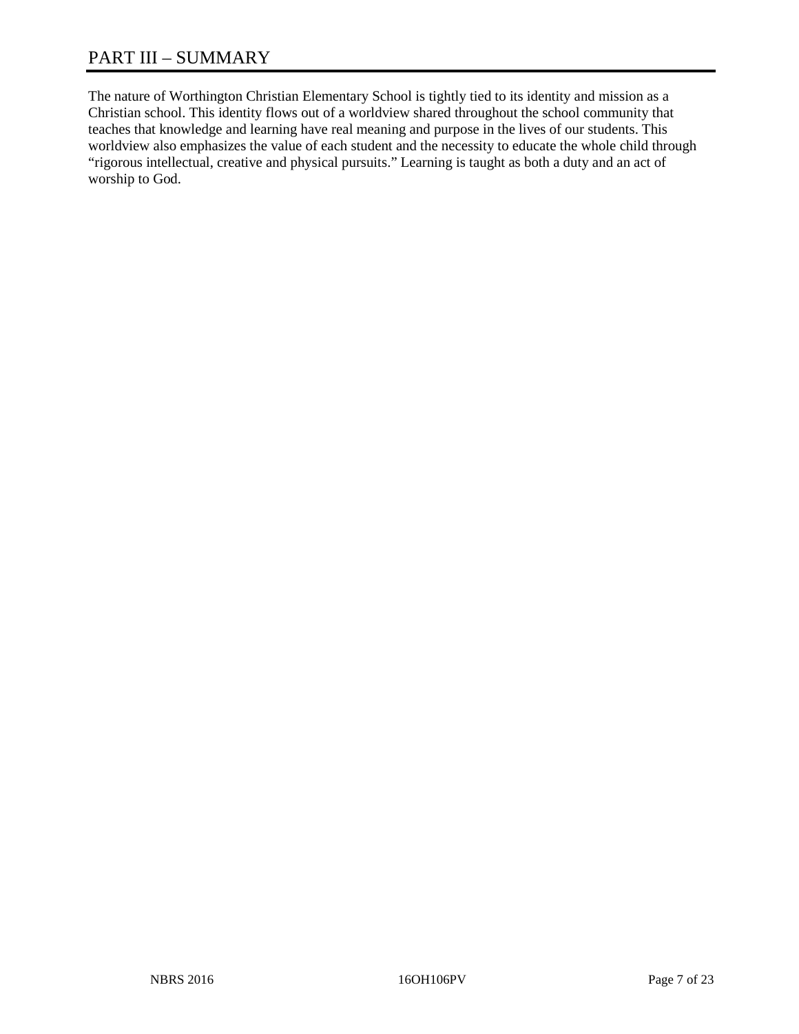# PART III – SUMMARY

The nature of Worthington Christian Elementary School is tightly tied to its identity and mission as a Christian school. This identity flows out of a worldview shared throughout the school community that teaches that knowledge and learning have real meaning and purpose in the lives of our students. This worldview also emphasizes the value of each student and the necessity to educate the whole child through "rigorous intellectual, creative and physical pursuits." Learning is taught as both a duty and an act of worship to God.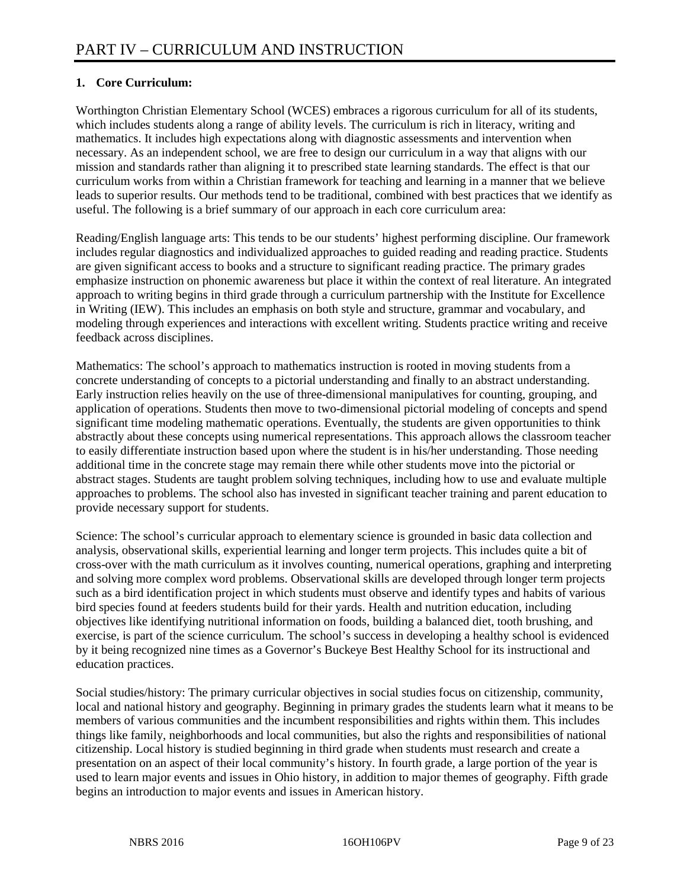# PART IV – CURRICULUM AND INSTRUCTION

**1. Core Curriculum:**

Worthington Christian Elementary School (WCES) embraces a rigorous curriculum for all of its students, which includes students along a range of ability levels. The curriculum is rich in literacy, writing and mathematics. It includes high expectations along with diagnostic assessments and intervention when necessary. As an independent school, we are free to design our curriculum in a way that aligns with our mission and standards rather than aligning it to prescribed state learning standards. The effect is that our curriculum works from within a Christian framework for teaching and learning in a manner that we believe leads to superior results. Our methods tend to be traditional, combined with best practices that we identify as useful. The following is a brief summary of our approach in each core curriculum area:

Reading/English language arts: This tends to be our students' highest performing discipline. Our framework includes regular diagnostics and individualized approaches to guided reading and reading practice. Students are given significant access to books and a structure to significant reading practice. The primary grades emphasize instruction on phonemic awareness but place it within the context of real literature. An integrated approach to writing begins in third grade through a curriculum partnership with the Institute for Excellence in Writing (IEW). This includes an emphasis on both style and structure, grammar and vocabulary, and modeling through experiences and interactions with excellent writing. Students practice writing and receive feedback across disciplines.

Mathematics: The school's approach to mathematics instruction is rooted in moving students from a concrete understanding of concepts to a pictorial understanding and finally to an abstract understanding. Early instruction relies heavily on the use of three-dimensional manipulatives for counting, grouping, and application of operations. Students then move to two-dimensional pictorial modeling of concepts and spend significant time modeling mathematic operations. Eventually, the students are given opportunities to think abstractly about these concepts using numerical representations. This approach allows the classroom teacher to easily differentiate instruction based upon where the student is in his/her understanding. Those needing additional time in the concrete stage may remain there while other students move into the pictorial or abstract stages. Students are taught problem solving techniques, including how to use and evaluate multiple approaches to problems. The school also has invested in significant teacher training and parent education to provide necessary support for students.

Science: The school's curricular approach to elementary science is grounded in basic data collection and analysis, observational skills, experiential learning and longer term projects. This includes quite a bit of cross-over with the math curriculum as it involves counting, numerical operations, graphing and interpreting and solving more complex word problems. Observational skills are developed through longer term projects such as a bird identification project in which students must observe and identify types and habits of various bird species found at feeders students build for their yards. Health and nutrition education, including objectives like identifying nutritional information on foods, building a balanced diet, tooth brushing, and exercise, is part of the science curriculum. The school's success in developing a healthy school is evidenced by it being recognized nine times as a Governor's Buckeye Best Healthy School for its instructional and education practices.

Social studies/history: The primary curricular objectives in social studies focus on citizenship, community, local and national history and geography. Beginning in primary grades the students learn what it means to be members of various communities and the incumbent responsibilities and rights within them. This includes things like family, neighborhoods and local communities, but also the rights and responsibilities of national citizenship. Local history is studied beginning in third grade when students must research and create a presentation on an aspect of their local community's history. In fourth grade, a large portion of the year is used to learn major events and issues in Ohio history, in addition to major themes of geography. Fifth grade begins an introduction to major events and issues in American history.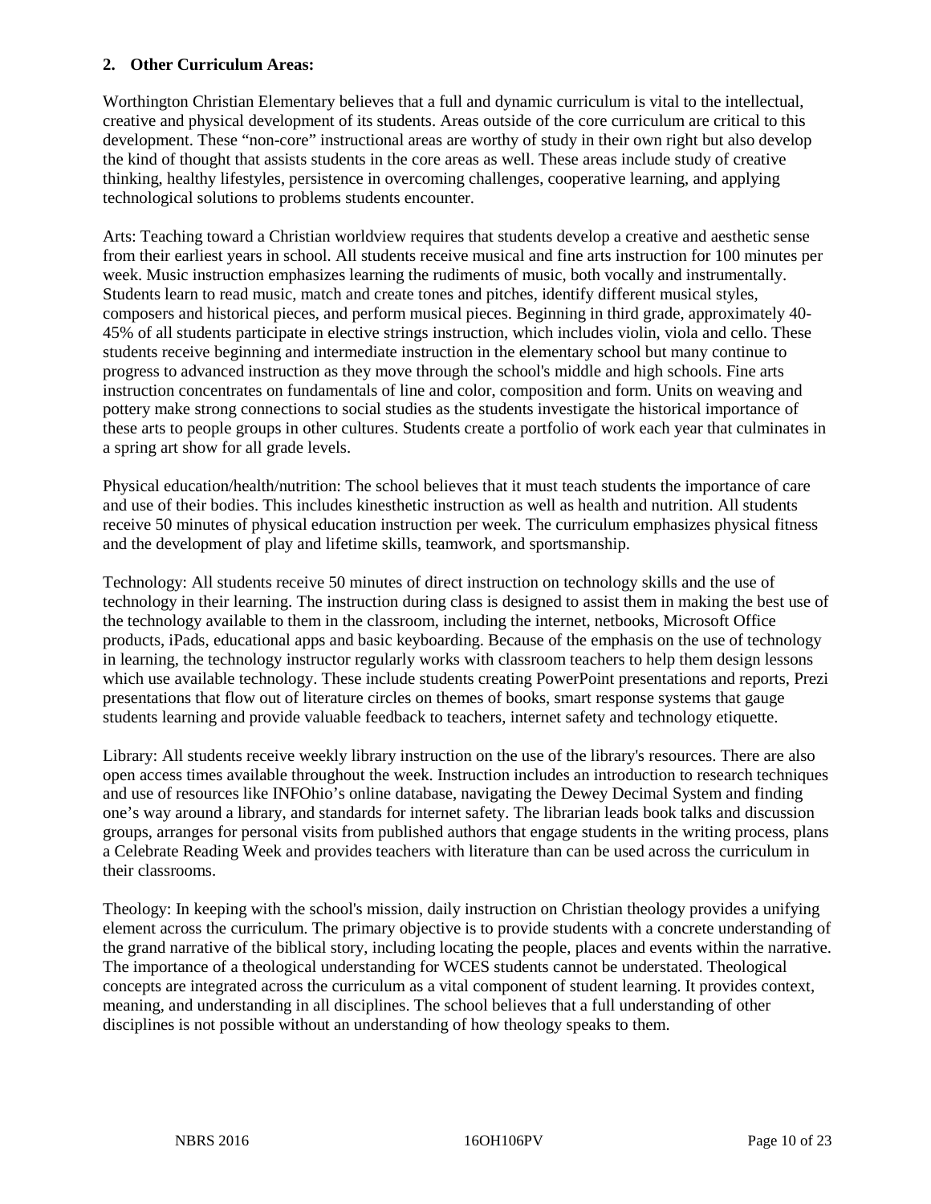**2. Other Curriculum Areas:**

Worthington Christian Elementary believes that a full and dynamic curriculum is vital to the intellectual, creative and physical development of its students. Areas outside of the core curriculum are critical to this development. These "non-core" instructional areas are worthy of study in their own right but also develop the kind of thought that assists students in the core areas as well. These areas include study of creative thinking, healthy lifestyles, persistence in overcoming challenges, cooperative learning, and applying technological solutions to problems students encounter.

Arts: Teaching toward a Christian worldview requires that students develop a creative and aesthetic sense from their earliest years in school. All students receive musical and fine arts instruction for 100 minutes per week. Music instruction emphasizes learning the rudiments of music, both vocally and instrumentally. Students learn to read music, match and create tones and pitches, identify different musical styles, composers and historical pieces, and perform musical pieces. Beginning in third grade, approximately 40-45% of all students participate in elective strings instruction, which includes violin, viola and cello. These students receive beginning and intermediate instruction in the elementary school but many continue to progress to advanced instruction as they move through the school's middle and high schools. Fine arts instruction concentrates on fundamentals of line and color, composition and form. Units on weaving and pottery make strong connections to social studies as the students investigate the historical importance of these arts to people groups in other cultures. Students create a portfolio of work each year that culminates in a spring art show for all grade levels.

Physical education/health/nutrition: The school believes that it must teach students the importance of care and use of their bodies. This includes kinesthetic instruction as well as health and nutrition. All students receive 50 minutes of physical education instruction per week. The curriculum emphasizes physical fitness and the development of play and lifetime skills, teamwork, and sportsmanship.

Technology: All students receive 50 minutes of direct instruction on technology skills and the use of technology in their learning. The instruction during class is designed to assist them in making the best use of the technology available to them in the classroom, including the internet, netbooks, Microsoft Office products, iPads, educational apps and basic keyboarding. Because of the emphasis on the use of technology in learning, the technology instructor regularly works with classroom teachers to help them design lessons which use available technology. These include students creating PowerPoint presentations and reports, Prezi presentations that flow out of literature circles on themes of books, smart response systems that gauge students learning and provide valuable feedback to teachers, internet safety and technology etiquette.

Library: All students receive weekly library instruction on the use of the library's resources. There are also open access times available throughout the week. Instruction includes an introduction to research techniques and use of resources like INFOhio's online database, navigating the Dewey Decimal System and finding one's way around a library, and standards for internet safety. The librarian leads book talks and discussion groups, arranges for personal visits from published authors that engage students in the writing process, plans a Celebrate Reading Week and provides teachers with literature than can be used across the curriculum in their classrooms.

Theology: In keeping with the school's mission, daily instruction on Christian theology provides a unifying element across the curriculum. The primary objective is to provide students with a concrete understanding of the grand narrative of the biblical story, including locating the people, places and events within the narrative. The importance of a theological understanding for WCES students cannot be understated. Theological concepts are integrated across the curriculum as a vital component of student learning. It provides context, meaning, and understanding in all disciplines. The school believes that a full understanding of other disciplines is not possible without an understanding of how theology speaks to them.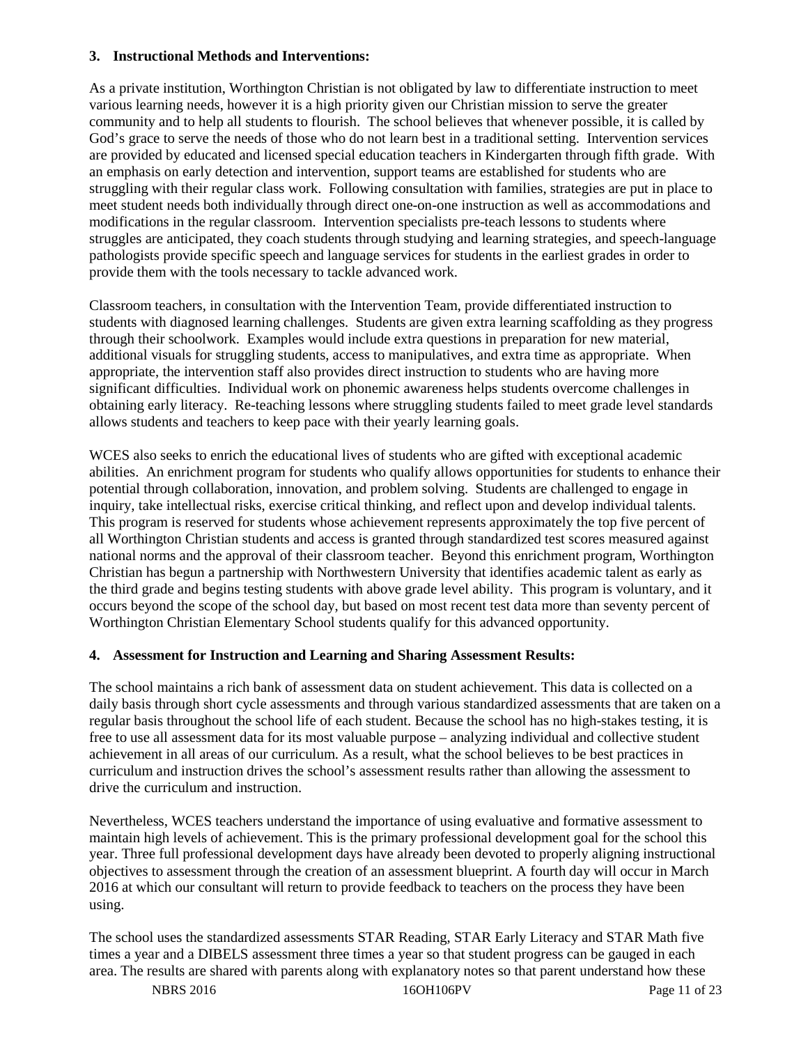**3. Instructional Methods and Interventions:**

As a private institution, Worthington Christian is not obligated by law to differentiate instruction to meet various learning needs, however it is a high priority given our Christian mission to serve the greater community and to help all students to flourish. The school believes that whenever possible, it is called by God's grace to serve the needs of those who do not learn best in a traditional setting. Intervention services are provided by educated and licensed special education teachers in Kindergarten through fifth grade. With an emphasis on early detection and intervention, support teams are established for students who are struggling with their regular class work. Following consultation with families, strategies are put in place to meet student needs both individually through direct one-on-one instruction as well as accommodations and modifications in the regular classroom. Intervention specialists pre-teach lessons to students where struggles are anticipated, they coach students through studying and learning strategies, and speech-language pathologists provide specific speech and language services for students in the earliest grades in order to provide them with the tools necessary to tackle advanced work.

Classroom teachers, in consultation with the Intervention Team, provide differentiated instruction to students with diagnosed learning challenges. Students are given extra learning scaffolding as they progress through their schoolwork. Examples would include extra questions in preparation for new material, additional visuals for struggling students, access to manipulatives, and extra time as appropriate. When appropriate, the intervention staff also provides direct instruction to students who are having more significant difficulties. Individual work on phonemic awareness helps students overcome challenges in obtaining early literacy. Re-teaching lessons where struggling students failed to meet grade level standards allows students and teachers to keep pace with their yearly learning goals.

WCES also seeks to enrich the educational lives of students who are gifted with exceptional academic abilities. An enrichment program for students who qualify allows opportunities for students to enhance their potential through collaboration, innovation, and problem solving. Students are challenged to engage in inquiry, take intellectual risks, exercise critical thinking, and reflect upon and develop individual talents. This program is reserved for students whose achievement represents approximately the top five percent of all Worthington Christian students and access is granted through standardized test scores measured against national norms and the approval of their classroom teacher. Beyond this enrichment program, Worthington Christian has begun a partnership with Northwestern University that identifies academic talent as early as the third grade and begins testing students with above grade level ability. This program is voluntary, and it occurs beyond the scope of the school day, but based on most recent test data more than seventy percent of Worthington Christian Elementary School students qualify for this advanced opportunity.

**4. Assessment for Instruction and Learning and Sharing Assessment Results:**

The school maintains a rich bank of assessment data on student achievement. This data is collected on a daily basis through short cycle assessments and through various standardized assessments that are taken on a regular basis throughout the school life of each student. Because the school has no high-stakes testing, it is free to use all assessment data for its most valuable purpose – analyzing individual and collective student achievement in all areas of our curriculum. As a result, what the school believes to be best practices in curriculum and instruction drives the school's assessment results rather than allowing the assessment to drive the curriculum and instruction.

Nevertheless, WCES teachers understand the importance of using evaluative and formative assessment to maintain high levels of achievement. This is the primary professional development goal for the school this year. Three full professional development days have already been devoted to properly aligning instructional objectives to assessment through the creation of an assessment blueprint. A fourth day will occur in March 2016 at which our consultant will return to provide feedback to teachers on the process they have been using.

The school uses the standardized assessments STAR Reading, STAR Early Literacy and STAR Math five times a year and a DIBELS assessment three times a year so that student progress can be gauged in each area. The results are shared with parents along with explanatory notes so that parent understand how these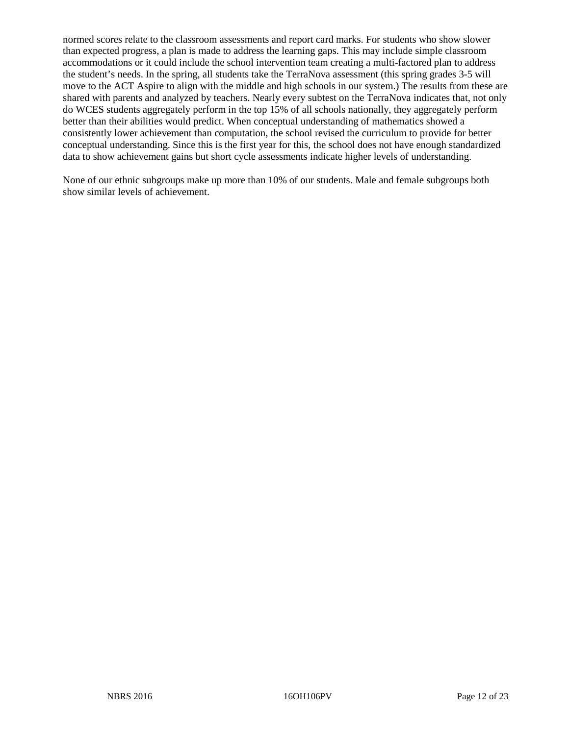normed scores relate to the classroom assessments and report card marks. For students who show slower than expected progress, a plan is made to address the learning gaps. This may include simple classroom accommodations or it could include the school intervention team creating a multi-factored plan to address the student's needs. In the spring, all students take the TerraNova assessment (this spring grades 3-5 will move to the ACT Aspire to align with the middle and high schools in our system.) The results from these are shared with parents and analyzed by teachers. Nearly every subtest on the TerraNova indicates that, not only do WCES students aggregately perform in the top 15% of all schools nationally, they aggregately perform better than their abilities would predict. When conceptual understanding of mathematics showed a consistently lower achievement than computation, the school revised the curriculum to provide for better conceptual understanding. Since this is the first year for this, the school does not have enough standardized data to show achievement gains but short cycle assessments indicate higher levels of understanding.

None of our ethnic subgroups make up more than 10% of our students. Male and female subgroups both show similar levels of achievement.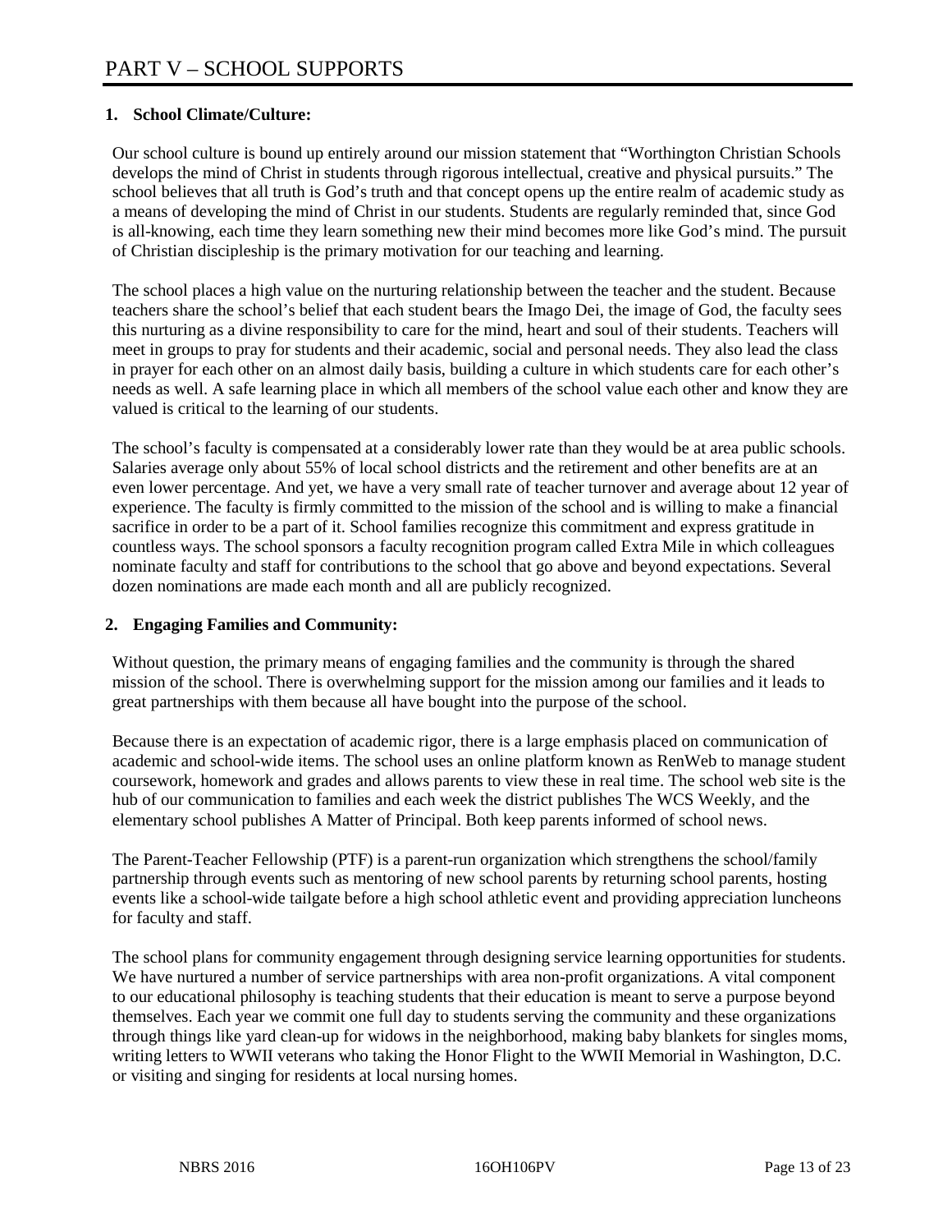# PART V – SCHOOL SUPPORTS

**1. School Climate/Culture:**

Our school culture is bound up entirely around our mission statement that "Worthington Christian Schools develops the mind of Christ in students through rigorous intellectual, creative and physical pursuits." The school believes that all truth is God's truth and that concept opens up the entire realm of academic study as a means of developing the mind of Christ in our students. Students are regularly reminded that, since God is all-knowing, each time they learn something new their mind becomes more like God's mind. The pursuit of Christian discipleship is the primary motivation for our teaching and learning.

The school places a high value on the nurturing relationship between the teacher and the student. Because teachers share the school's belief that each student bears the Imago Dei, the image of God, the faculty sees this nurturing as a divine responsibility to care for the mind, heart and soul of their students. Teachers will meet in groups to pray for students and their academic, social and personal needs. They also lead the class in prayer for each other on an almost daily basis, building a culture in which students care for each other's needs as well. A safe learning place in which all members of the school value each other and know they are valued is critical to the learning of our students.

The school's faculty is compensated at a considerably lower rate than they would be at area public schools. Salaries average only about 55% of local school districts and the retirement and other benefits are at an even lower percentage. And yet, we have a very small rate of teacher turnover and average about 12 year of experience. The faculty is firmly committed to the mission of the school and is willing to make a financial sacrifice in order to be a part of it. School families recognize this commitment and express gratitude in countless ways. The school sponsors a faculty recognition program called Extra Mile in which colleagues nominate faculty and staff for contributions to the school that go above and beyond expectations. Several dozen nominations are made each month and all are publicly recognized.

**2. Engaging Families and Community:**

Without question, the primary means of engaging families and the community is through the shared mission of the school. There is overwhelming support for the mission among our families and it leads to great partnerships with them because all have bought into the purpose of the school.

Because there is an expectation of academic rigor, there is a large emphasis placed on communication of academic and school-wide items. The school uses an online platform known as RenWeb to manage student coursework, homework and grades and allows parents to view these in real time. The school web site is the hub of our communication to families and each week the district publishes The WCS Weekly, and the elementary school publishes A Matter of Principal. Both keep parents informed of school news.

The Parent-Teacher Fellowship (PTF) is a parent-run organization which strengthens the school/family partnership through events such as mentoring of new school parents by returning school parents, hosting events like a school-wide tailgate before a high school athletic event and providing appreciation luncheons for faculty and staff.

The school plans for community engagement through designing service learning opportunities for students. We have nurtured a number of service partnerships with area non-profit organizations. A vital component to our educational philosophy is teaching students that their education is meant to serve a purpose beyond themselves. Each year we commit one full day to students serving the community and these organizations through things like yard clean-up for widows in the neighborhood, making baby blankets for singles moms, writing letters to WWII veterans who taking the Honor Flight to the WWII Memorial in Washington, D.C. or visiting and singing for residents at local nursing homes.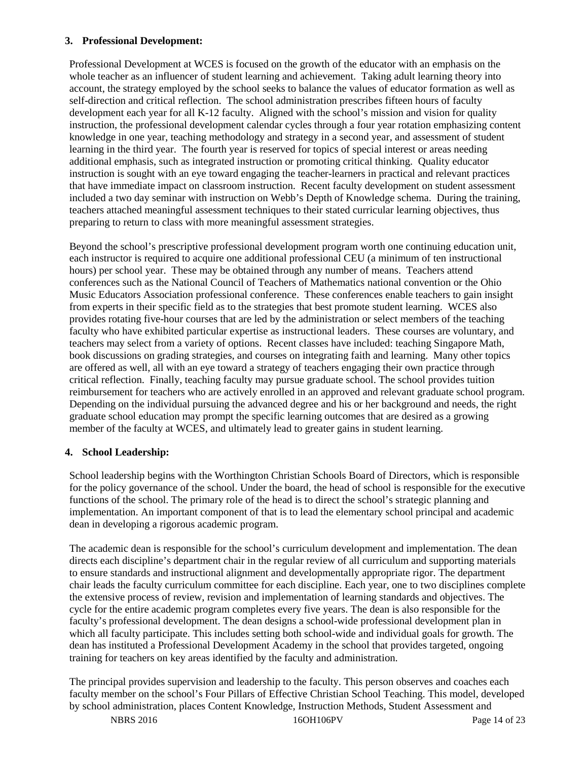**3. Professional Development:**

Professional Development at WCES is focused on the growth of the educator with an emphasis on the whole teacher as an influencer of student learning and achievement. Taking adult learning theory into account, the strategy employed by the school seeks to balance the values of educator formation as well as self-direction and critical reflection. The school administration prescribes fifteen hours of faculty development each year for all K-12 faculty. Aligned with the school's mission and vision for quality instruction, the professional development calendar cycles through a four year rotation emphasizing content knowledge in one year, teaching methodology and strategy in a second year, and assessment of student learning in the third year. The fourth year is reserved for topics of special interest or areas needing additional emphasis, such as integrated instruction or promoting critical thinking. Quality educator instruction is sought with an eye toward engaging the teacher-learners in practical and relevant practices that have immediate impact on classroom instruction. Recent faculty development on student assessment included a two day seminar with instruction on Webb's Depth of Knowledge schema. During the training, teachers attached meaningful assessment techniques to their stated curricular learning objectives, thus preparing to return to class with more meaningful assessment strategies.

Beyond the school's prescriptive professional development program worth one continuing education unit, each instructor is required to acquire one additional professional CEU (a minimum of ten instructional hours) per school year. These may be obtained through any number of means. Teachers attend conferences such as the National Council of Teachers of Mathematics national convention or the Ohio Music Educators Association professional conference. These conferences enable teachers to gain insight from experts in their specific field as to the strategies that best promote student learning. WCES also provides rotating five-hour courses that are led by the administration or select members of the teaching faculty who have exhibited particular expertise as instructional leaders. These courses are voluntary, and teachers may select from a variety of options. Recent classes have included: teaching Singapore Math, book discussions on grading strategies, and courses on integrating faith and learning. Many other topics are offered as well, all with an eye toward a strategy of teachers engaging their own practice through critical reflection. Finally, teaching faculty may pursue graduate school. The school provides tuition reimbursement for teachers who are actively enrolled in an approved and relevant graduate school program. Depending on the individual pursuing the advanced degree and his or her background and needs, the right graduate school education may prompt the specific learning outcomes that are desired as a growing member of the faculty at WCES, and ultimately lead to greater gains in student learning.

**4. School Leadership:**

School leadership begins with the Worthington Christian Schools Board of Directors, which is responsible for the policy governance of the school. Under the board, the head of school is responsible for the executive functions of the school. The primary role of the head is to direct the school's strategic planning and implementation. An important component of that is to lead the elementary school principal and academic dean in developing a rigorous academic program.

The academic dean is responsible for the school's curriculum development and implementation. The dean directs each discipline's department chair in the regular review of all curriculum and supporting materials to ensure standards and instructional alignment and developmentally appropriate rigor. The department chair leads the faculty curriculum committee for each discipline. Each year, one to two disciplines complete the extensive process of review, revision and implementation of learning standards and objectives. The cycle for the entire academic program completes every five years. The dean is also responsible for the faculty's professional development. The dean designs a school-wide professional development plan in which all faculty participate. This includes setting both school-wide and individual goals for growth. The dean has instituted a Professional Development Academy in the school that provides targeted, ongoing training for teachers on key areas identified by the faculty and administration.

The principal provides supervision and leadership to the faculty. This person observes and coaches each faculty member on the school's Four Pillars of Effective Christian School Teaching. This model, developed by school administration, places Content Knowledge, Instruction Methods, Student Assessment and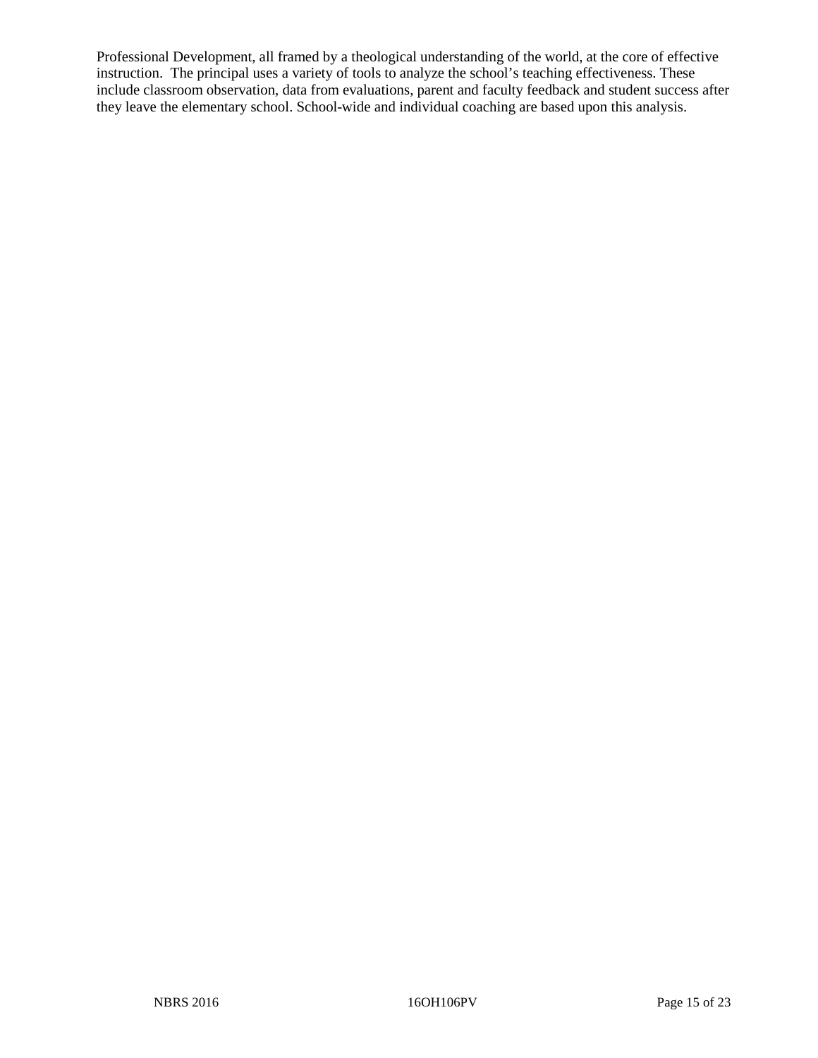Professional Development, all framed by a theological understanding of the world, at the core of effective instruction. The principal uses a variety of tools to analyze the school's teaching effectiveness. These include classroom observation, data from evaluations, parent and faculty feedback and student success after they leave the elementary school. School-wide and individual coaching are based upon this analysis.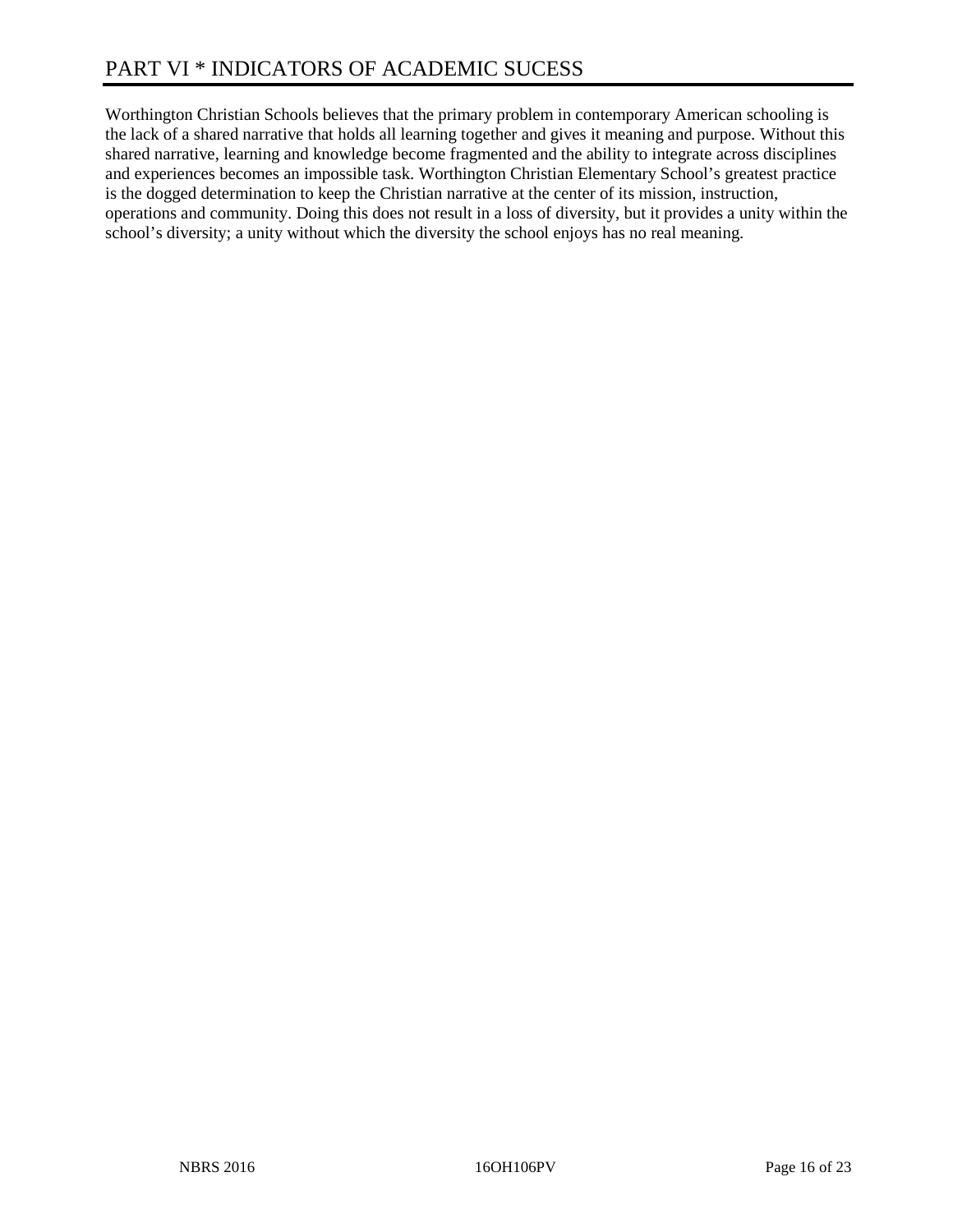# PART VI * INDICATORS OF ACADEMIC SUCESS

Worthington Christian Schools believes that the primary problem in contemporary American schooling is the lack of a shared narrative that holds all learning together and gives it meaning and purpose. Without this shared narrative, learning and knowledge become fragmented and the ability to integrate across disciplines and experiences becomes an impossible task. Worthington Christian Elementary School's greatest practice is the dogged determination to keep the Christian narrative at the center of its mission, instruction, operations and community. Doing this does not result in a loss of diversity, but it provides a unity within the school's diversity; a unity without which the diversity the school enjoys has no real meaning.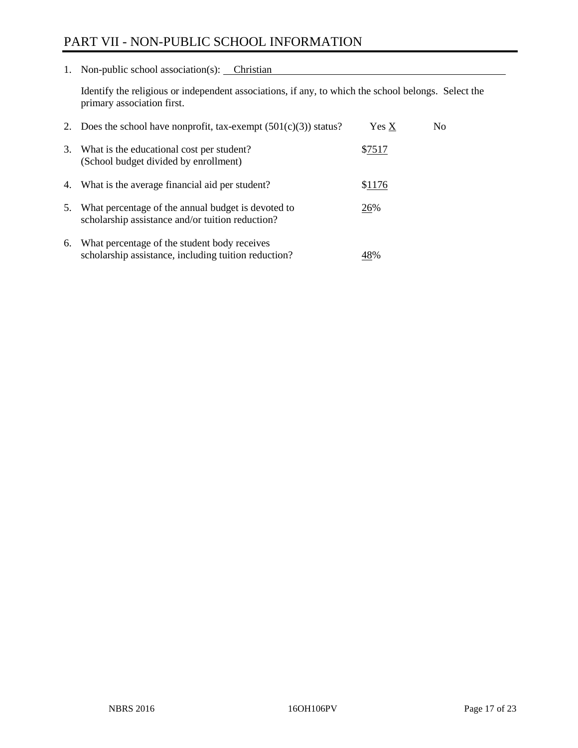# PART VII - NON-PUBLIC SCHOOL INFORMATION

1. Non-public school association(s): Christian

   Identify the religious or independent associations, if any, to which the school belongs. Select the primary association first.

2. Does the school have nonprofit, tax-exempt (501(c)(3)) status? Yes X No

3. What is the educational cost per student? (School budget divided by enrollment) $7517

4. What is the average financial aid per student? $1176

5. What percentage of the annual budget is devoted to scholarship assistance and/or tuition reduction? 26%

6. What percentage of the student body receives scholarship assistance, including tuition reduction? 48%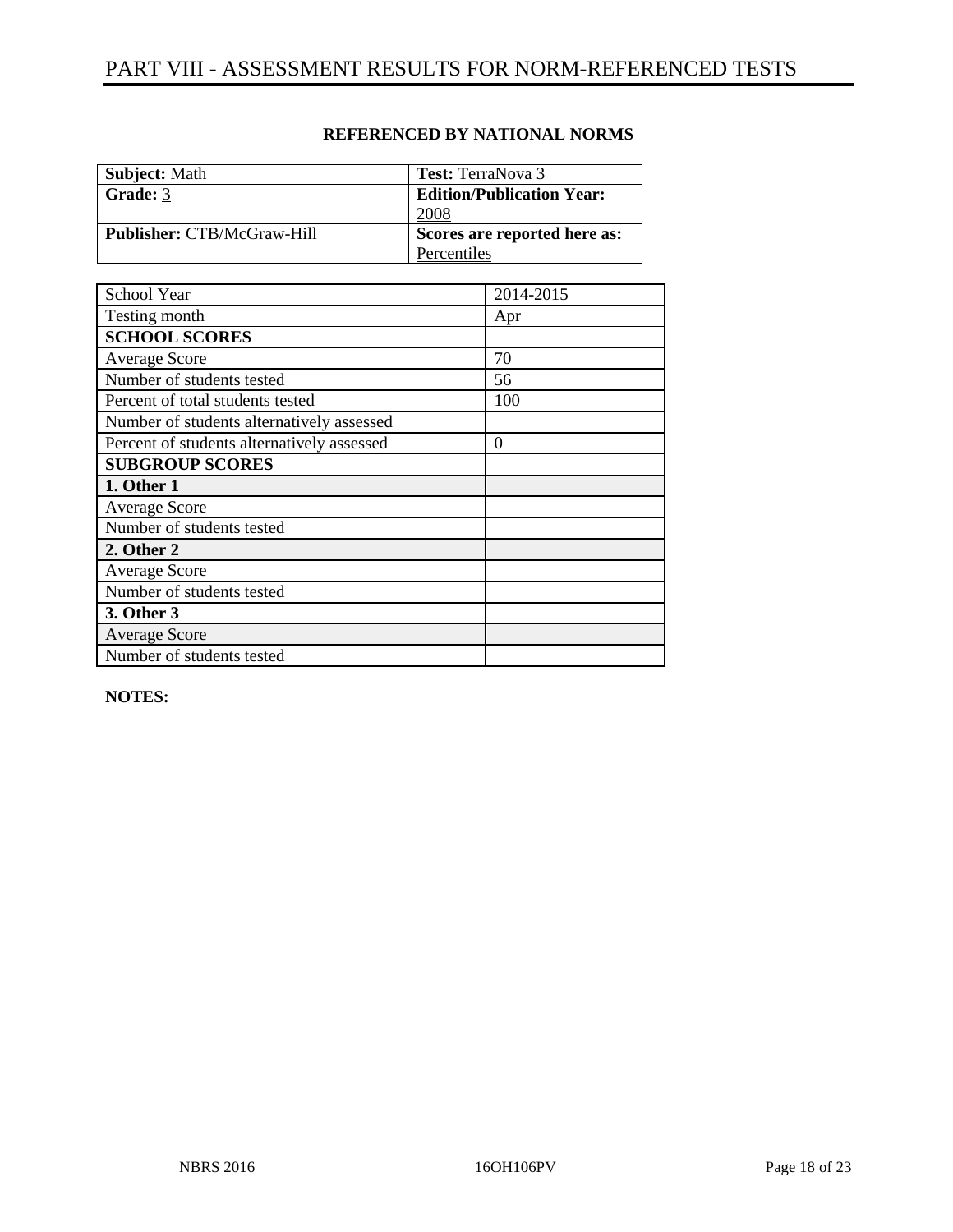# PART VIII - ASSESSMENT RESULTS FOR NORM-REFERENCED TESTS

**REFERENCED BY NATIONAL NORMS**

| **Subject:** Math | **Test:** TerraNova 3 |
|---|---|
| **Grade:** 3 | **Edition/Publication Year:** 2008 |
| **Publisher:** CTB/McGraw-Hill | **Scores are reported here as:** Percentiles |

| School Year | 2014-2015 |
|---|---|
| Testing month | Apr |
| **SCHOOL SCORES** | |
| Average Score | 70 |
| Number of students tested | 56 |
| Percent of total students tested | 100 |
| Number of students alternatively assessed | |
| Percent of students alternatively assessed | 0 |
| **SUBGROUP SCORES** | |
| **1. Other 1** | |
| Average Score | |
| Number of students tested | |
| **2. Other 2** | |
| Average Score | |
| Number of students tested | |
| **3. Other 3** | |
| Average Score | |
| Number of students tested | |

**NOTES:**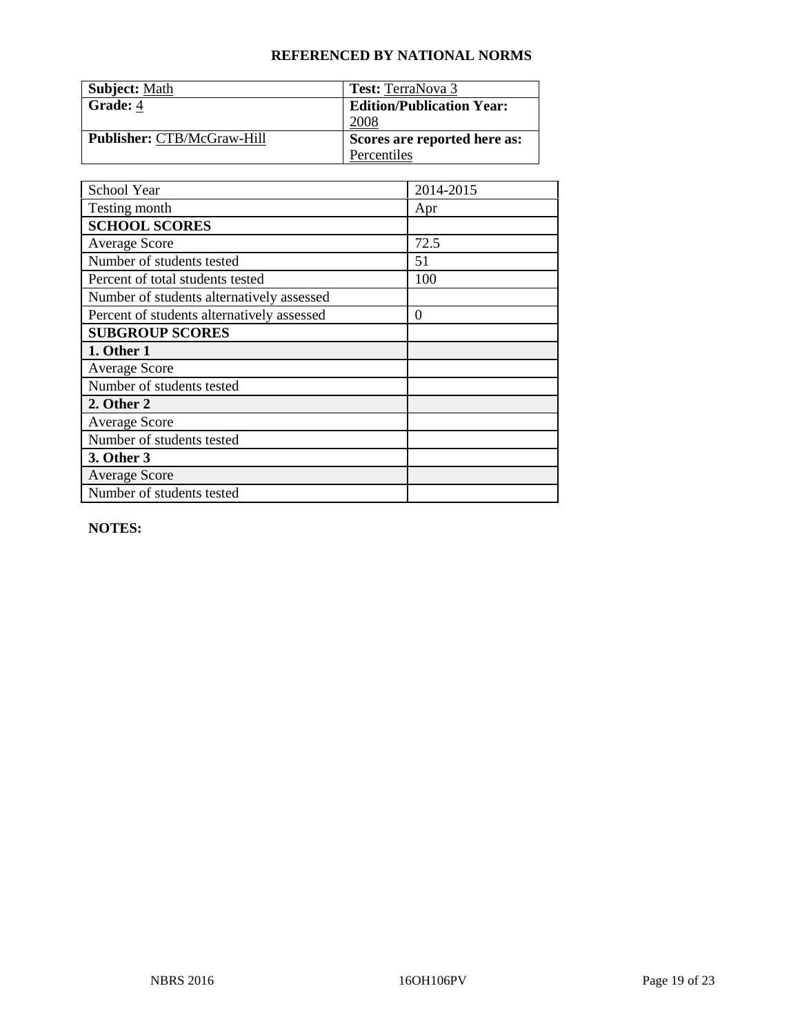## REFERENCED BY NATIONAL NORMS

| **Subject:** Math | **Test:** TerraNova 3 |
|---|---|
| **Grade:** 4 | **Edition/Publication Year:** 2008 |
| **Publisher:** CTB/McGraw-Hill | **Scores are reported here as:** Percentiles |

| School Year | 2014-2015 |
|---|---|
| Testing month | Apr |
| **SCHOOL SCORES** | |
| Average Score | 72.5 |
| Number of students tested | 51 |
| Percent of total students tested | 100 |
| Number of students alternatively assessed | |
| Percent of students alternatively assessed | 0 |
| **SUBGROUP SCORES** | |
| **1. Other 1** | |
| Average Score | |
| Number of students tested | |
| **2. Other 2** | |
| Average Score | |
| Number of students tested | |
| **3. Other 3** | |
| Average Score | |
| Number of students tested | |

**NOTES:**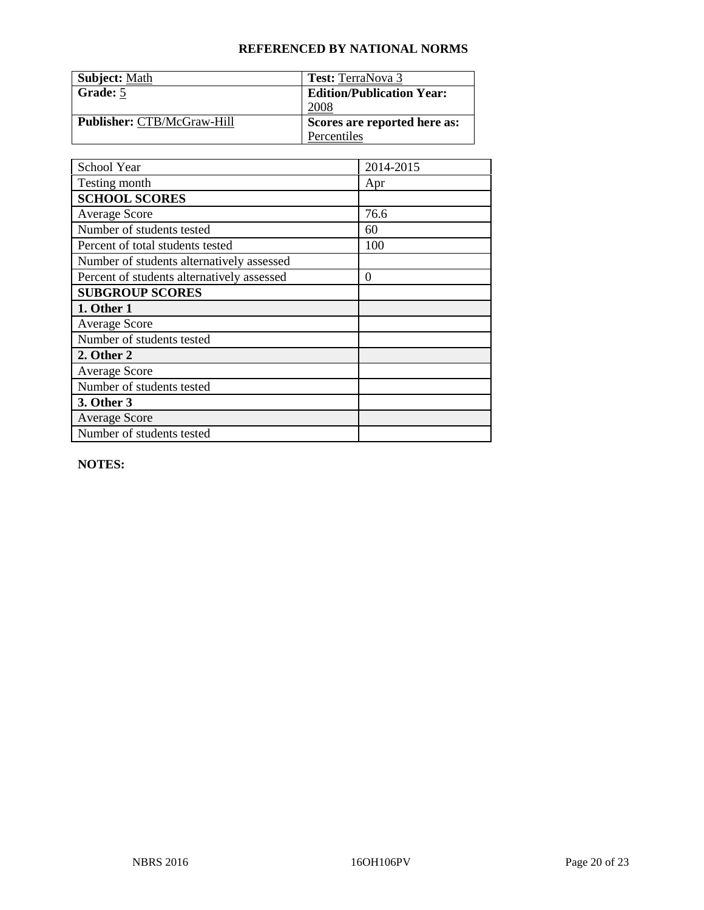**REFERENCED BY NATIONAL NORMS**

| **Subject:** Math | **Test:** TerraNova 3 |
|---|---|
| **Grade:** 5 | **Edition/Publication Year:** 2008 |
| **Publisher:** CTB/McGraw-Hill | **Scores are reported here as:** Percentiles |

| School Year | 2014-2015 |
|---|---|
| Testing month | Apr |
| **SCHOOL SCORES** | |
| Average Score | 76.6 |
| Number of students tested | 60 |
| Percent of total students tested | 100 |
| Number of students alternatively assessed | |
| Percent of students alternatively assessed | 0 |
| **SUBGROUP SCORES** | |
| **1. Other 1** | |
| Average Score | |
| Number of students tested | |
| **2. Other 2** | |
| Average Score | |
| Number of students tested | |
| **3. Other 3** | |
| Average Score | |
| Number of students tested | |

**NOTES:**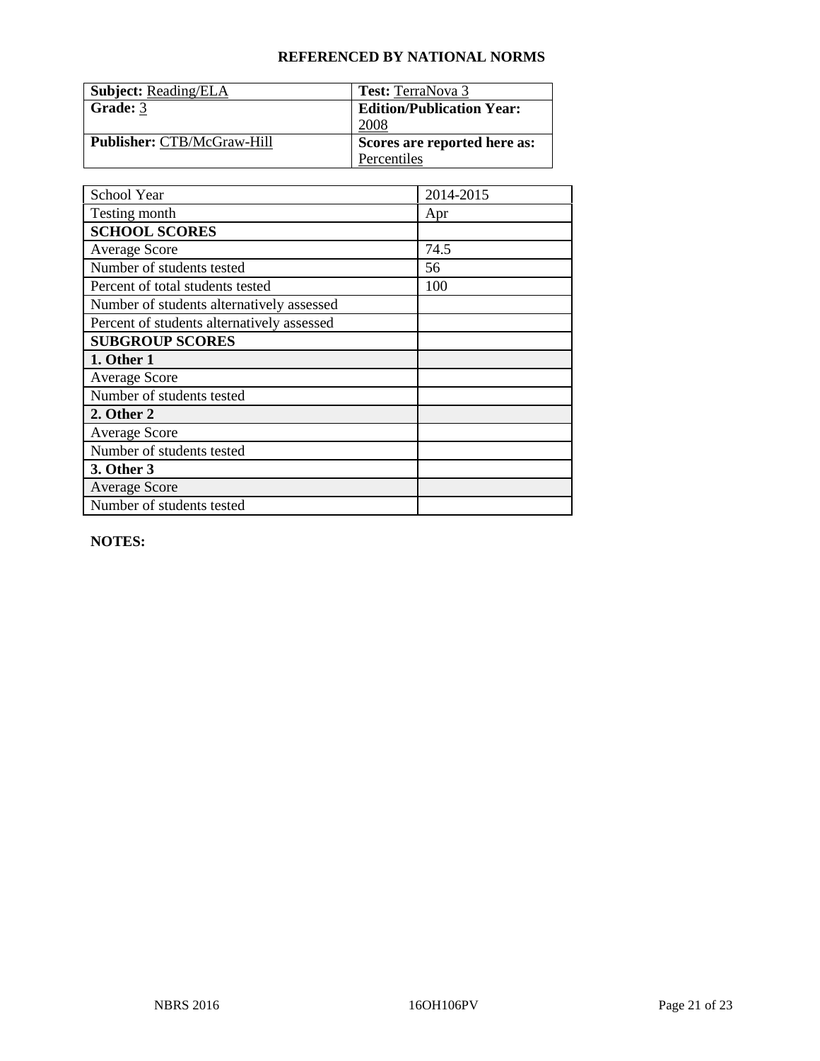# REFERENCED BY NATIONAL NORMS

| **Subject:** Reading/ELA | **Test:** TerraNova 3 |
|---|---|
| **Grade:** 3 | **Edition/Publication Year:** 2008 |
| **Publisher:** CTB/McGraw-Hill | **Scores are reported here as:** Percentiles |

| School Year | 2014-2015 |
|---|---|
| Testing month | Apr |
| **SCHOOL SCORES** | |
| Average Score | 74.5 |
| Number of students tested | 56 |
| Percent of total students tested | 100 |
| Number of students alternatively assessed | |
| Percent of students alternatively assessed | |
| **SUBGROUP SCORES** | |
| **1. Other 1** | |
| Average Score | |
| Number of students tested | |
| **2. Other 2** | |
| Average Score | |
| Number of students tested | |
| **3. Other 3** | |
| Average Score | |
| Number of students tested | |

**NOTES:**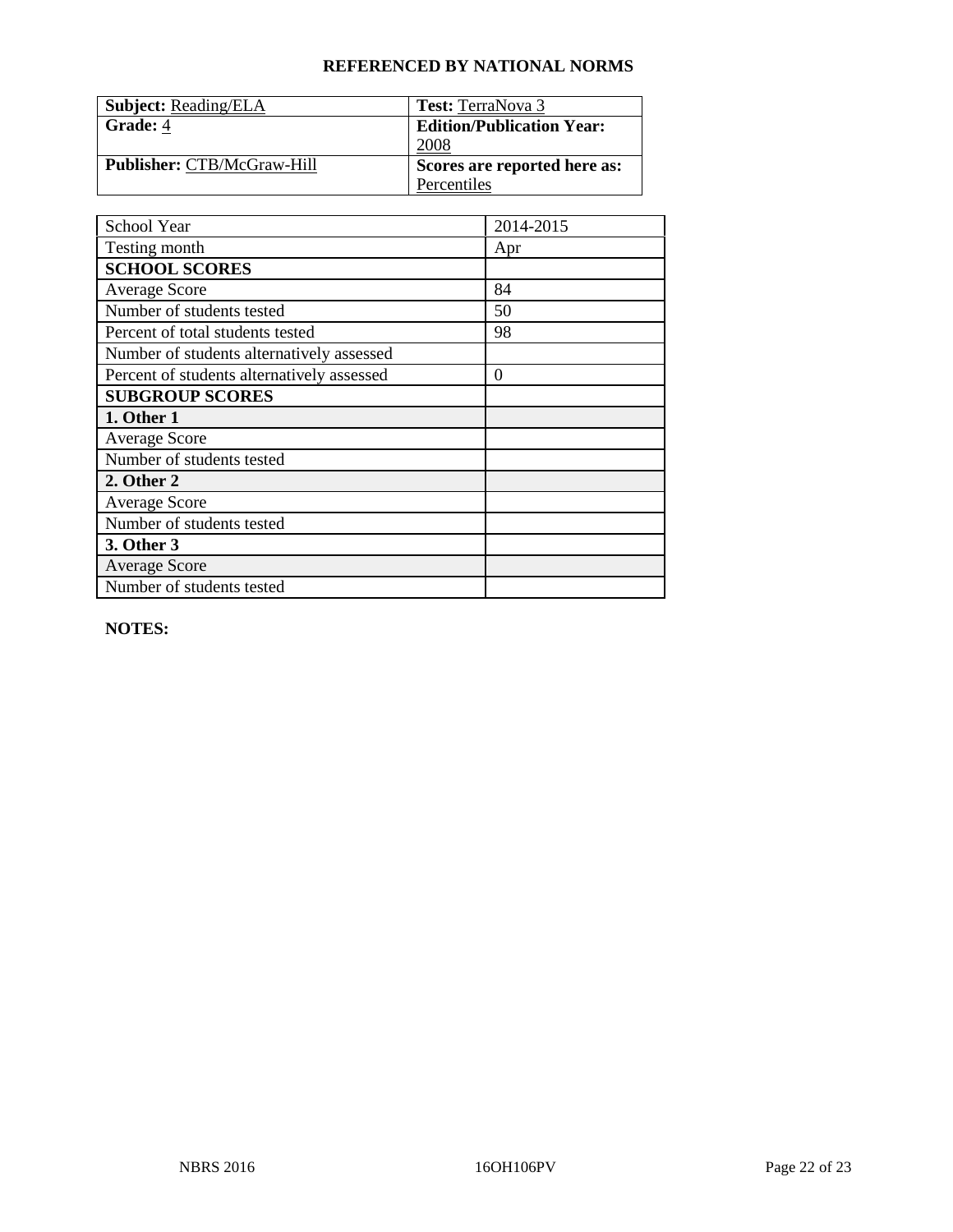### REFERENCED BY NATIONAL NORMS

| **Subject:** Reading/ELA | **Test:** TerraNova 3 |
|---|---|
| **Grade:** 4 | **Edition/Publication Year:** 2008 |
| **Publisher:** CTB/McGraw-Hill | **Scores are reported here as:** Percentiles |

| School Year | 2014-2015 |
|---|---|
| Testing month | Apr |
| **SCHOOL SCORES** | |
| Average Score | 84 |
| Number of students tested | 50 |
| Percent of total students tested | 98 |
| Number of students alternatively assessed | |
| Percent of students alternatively assessed | 0 |
| **SUBGROUP SCORES** | |
| **1. Other 1** | |
| Average Score | |
| Number of students tested | |
| **2. Other 2** | |
| Average Score | |
| Number of students tested | |
| **3. Other 3** | |
| Average Score | |
| Number of students tested | |

**NOTES:**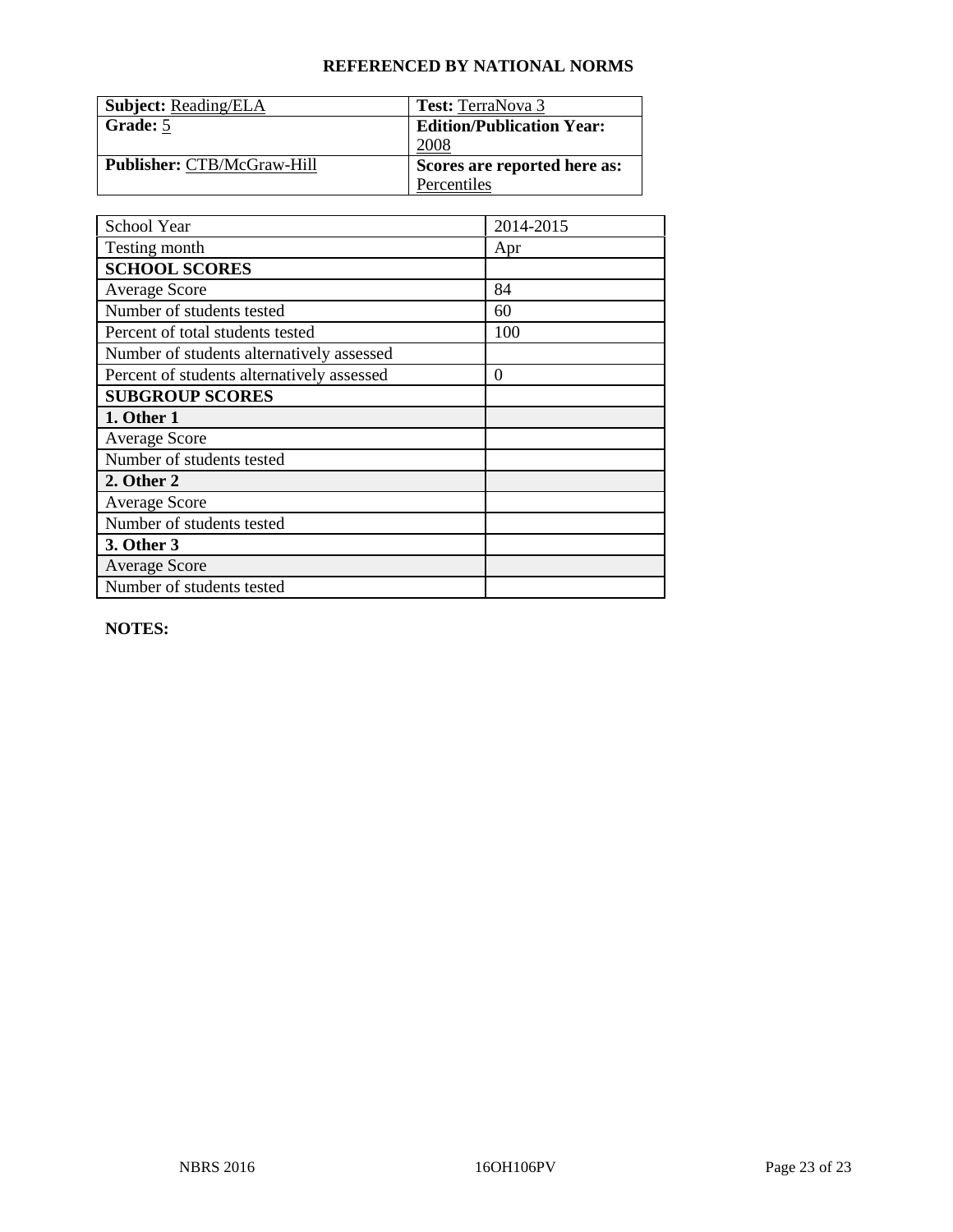### REFERENCED BY NATIONAL NORMS

| | |
|---|---|
| **Subject:** Reading/ELA | **Test:** TerraNova 3 |
| **Grade:** 5 | **Edition/Publication Year:** 2008 |
| **Publisher:** CTB/McGraw-Hill | **Scores are reported here as:** Percentiles |

| | |
|---|---|
| School Year | 2014-2015 |
| Testing month | Apr |
| **SCHOOL SCORES** | |
| Average Score | 84 |
| Number of students tested | 60 |
| Percent of total students tested | 100 |
| Number of students alternatively assessed | |
| Percent of students alternatively assessed | 0 |
| **SUBGROUP SCORES** | |
| **1. Other 1** | |
| Average Score | |
| Number of students tested | |
| **2. Other 2** | |
| Average Score | |
| Number of students tested | |
| **3. Other 3** | |
| Average Score | |
| Number of students tested | |

**NOTES:**